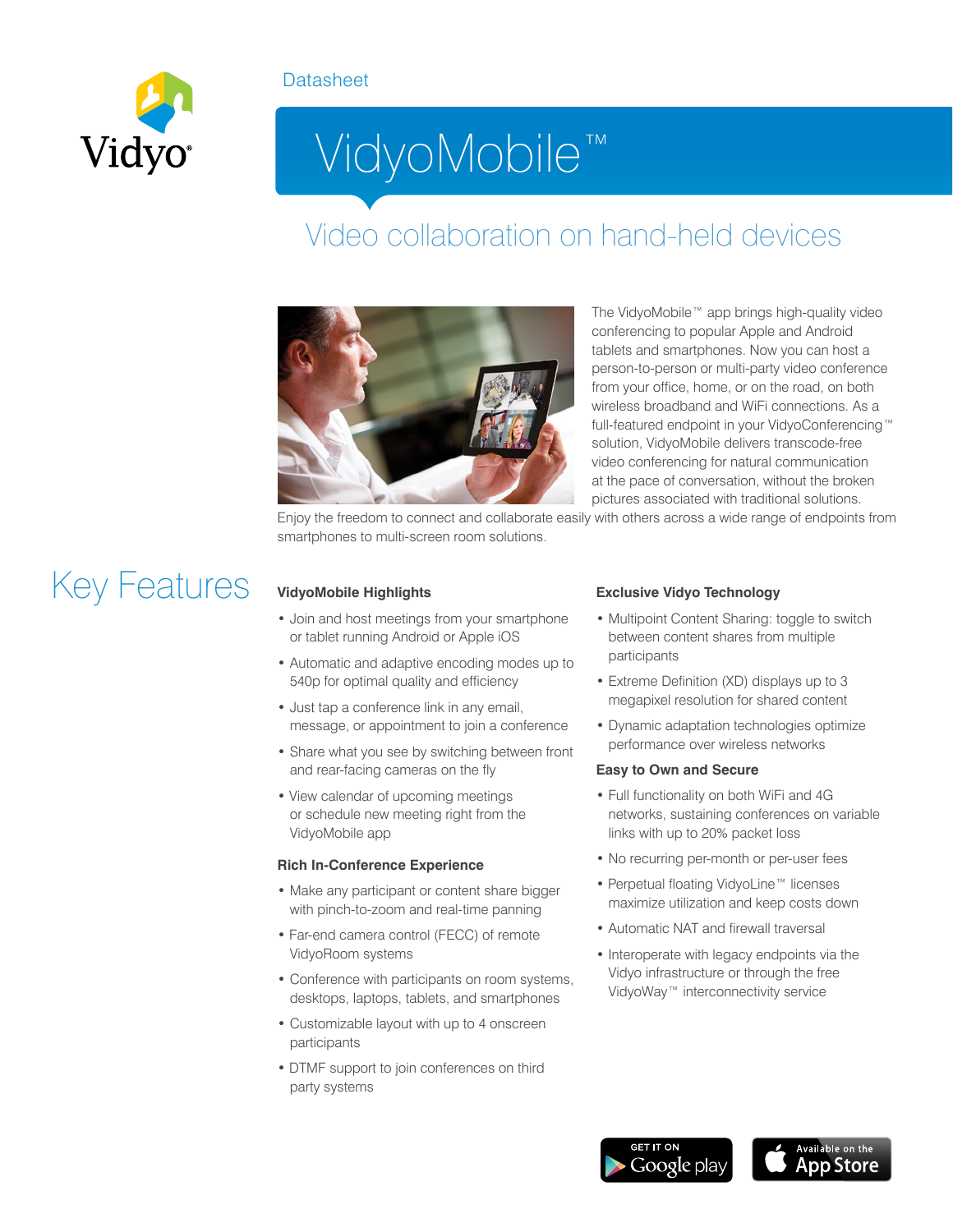Datasheet

# VidyoMobile™

## Video collaboration on hand-held devices

The VidyoMobile™ app brings high-quality video conferencing to popular Apple and Android tablets and smartphones. Now you can host a person-to-person or multi-party video conference from your office, home, or on the road, on both wireless broadband and WiFi connections. As a full-featured endpoint in your VidyoConferencing™ solution, VidyoMobile delivers transcode-free video conferencing for natural communication at the pace of conversation, without the broken pictures associated with traditional solutions. Enjoy the freedom to connect and collaborate easily with others across a wide range of endpoints from smartphones to multi-screen room solutions.

## Key Features

### VidyoMobile Highlights

- Join and host meetings from your smartphone or tablet running Android or Apple iOS
- Automatic and adaptive encoding modes up to 540p for optimal quality and efficiency
- Just tap a conference link in any email, message, or appointment to join a conference
- Share what you see by switching between front and rear-facing cameras on the fly
- View calendar of upcoming meetings or schedule new meeting right from the VidyoMobile app

### Rich In-Conference Experience

- Make any participant or content share bigger with pinch-to-zoom and real-time panning
- Far-end camera control (FECC) of remote VidyoRoom systems
- Conference with participants on room systems, desktops, laptops, tablets, and smartphones
- Customizable layout with up to 4 onscreen participants
- DTMF support to join conferences on third party systems

### Exclusive Vidyo Technology

- Multipoint Content Sharing: toggle to switch between content shares from multiple participants
- Extreme Definition (XD) displays up to 3 megapixel resolution for shared content
- Dynamic adaptation technologies optimize performance over wireless networks

### Easy to Own and Secure

- Full functionality on both WiFi and 4G networks, sustaining conferences on variable links with up to 20% packet loss
- No recurring per-month or per-user fees
- Perpetual floating VidyoLine™ licenses maximize utilization and keep costs down
- Automatic NAT and firewall traversal
- Interoperate with legacy endpoints via the Vidyo infrastructure or through the free VidyoWay™ interconnectivity service

GET IT ON Google play

Available on the App Store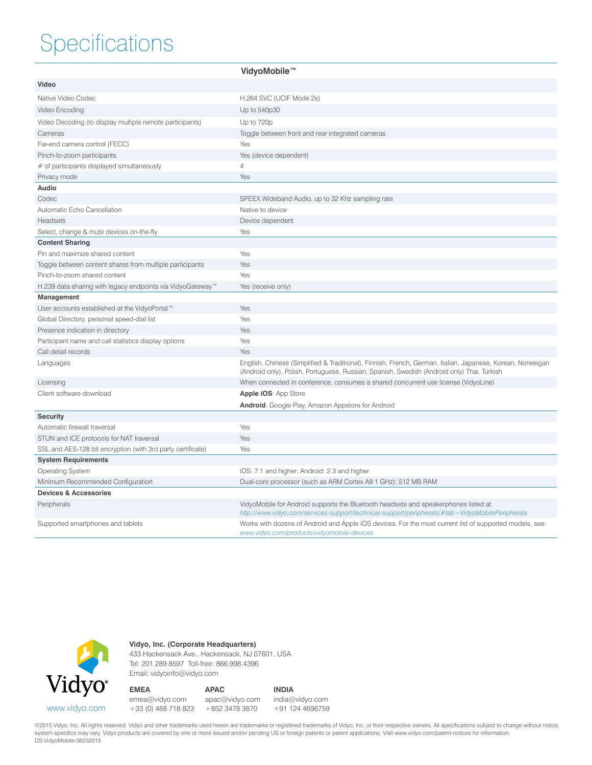# Specifications

| | VidyoMobile™ |
|---|---|
| **Video** | |
| Native Video Codec | H.264 SVC (UCIF Mode 2s) |
| Video Encoding | Up to 540p30 |
| Video Decoding (to display multiple remote participants) | Up to 720p |
| Cameras | Toggle between front and rear integrated cameras |
| Far-end camera control (FECC) | Yes |
| Pinch-to-zoom participants | Yes (device dependent) |
| # of participants displayed simultaneously | 4 |
| Privacy mode | Yes |
| **Audio** | |
| Codec | SPEEX Wideband Audio, up to 32 Khz sampling rate |
| Automatic Echo Cancellation | Native to device |
| Headsets | Device dependent |
| Select, change & mute devices on-the-fly | Yes |
| **Content Sharing** | |
| Pin and maximize shared content | Yes |
| Toggle between content shares from multiple participants | Yes |
| Pinch-to-zoom shared content | Yes |
| H.239 data sharing with legacy endpoints via VidyoGateway™ | Yes (receive only) |
| **Management** | |
| User accounts established at the VidyoPortal™ | Yes |
| Global Directory, personal speed-dial list | Yes |
| Presence indication in directory | Yes |
| Participant name and call statistics display options | Yes |
| Call detail records | Yes |
| Languages | English, Chinese (Simplified & Traditional), Finnish, French, German, Italian, Japanese, Korean, Norweigan (Android only), Polish, Portuguese, Russian, Spanish, Swedish (Android only) Thai, Turkish |
| Licensing | When connected in conference, consumes a shared concurrent use license (VidyoLine) |
| Client software download | **Apple iOS**: App Store<br>**Android**: Google Play, Amazon Appstore for Android |
| **Security** | |
| Automatic firewall traversal | Yes |
| STUN and ICE protocols for NAT traversal | Yes |
| SSL and AES-128 bit encryption (with 3rd party certificate) | Yes |
| **System Requirements** | |
| Operating System | iOS: 7.1 and higher; Android: 2.3 and higher |
| Minimum Recommended Configuration | Dual-core processor (such as ARM Cortex A9 1 GHz); 512 MB RAM |
| **Devices & Accessories** | |
| Peripherals | VidyoMobile for Android supports the Bluetooth headsets and speakerphones listed at *http://www.vidyo.com/services-support/technical-support/peripherals/#tab=VidyoMobilePeripherals* |
| Supported smartphones and tablets | Works with dozens of Android and Apple iOS devices. For the most current list of supported models, see *www.vidyo.com/products/vidyomobile-devices* |

Vidyo®

www.vidyo.com

**Vidyo, Inc. (Corporate Headquarters)**
433 Hackensack Ave., Hackensack, NJ 07601, USA
Tel: 201.289.8597 Toll-free: 866.998.4396
Email: vidyoinfo@vidyo.com

**EMEA**
emea@vidyo.com
+33 (0) 488 718 823

**APAC**
apac@vidyo.com
+852 3478 3870

**INDIA**
india@vidyo.com
+91 124 4696759

©2015 Vidyo, Inc. All rights reserved. Vidyo and other trademarks used herein are trademarks or registered trademarks of Vidyo, Inc. or their respective owners. All specifications subject to change without notice, system specifics may vary. Vidyo products are covered by one or more issued and/or pending US or foreign patents or patent applications. Visit www.vidyo.com/patent-notices for information.
DS-VidyoMobile-06232015